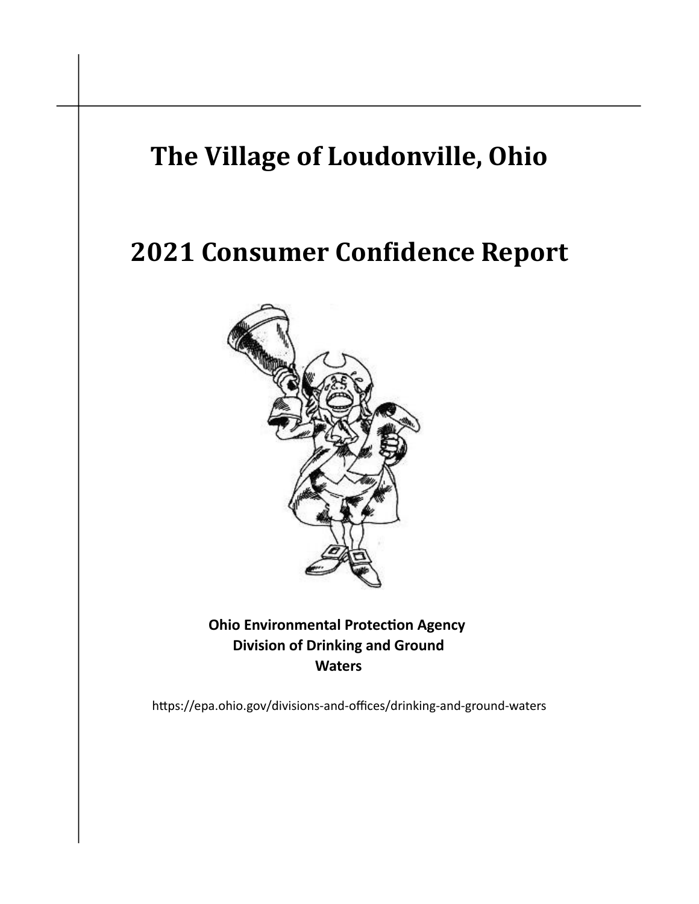# The Village of Loudonville, Ohio

# 2021 Consumer Confidence Report

**Ohio Environmental Protection Agency**
**Division of Drinking and Ground Waters**

https://epa.ohio.gov/divisions-and-offices/drinking-and-ground-waters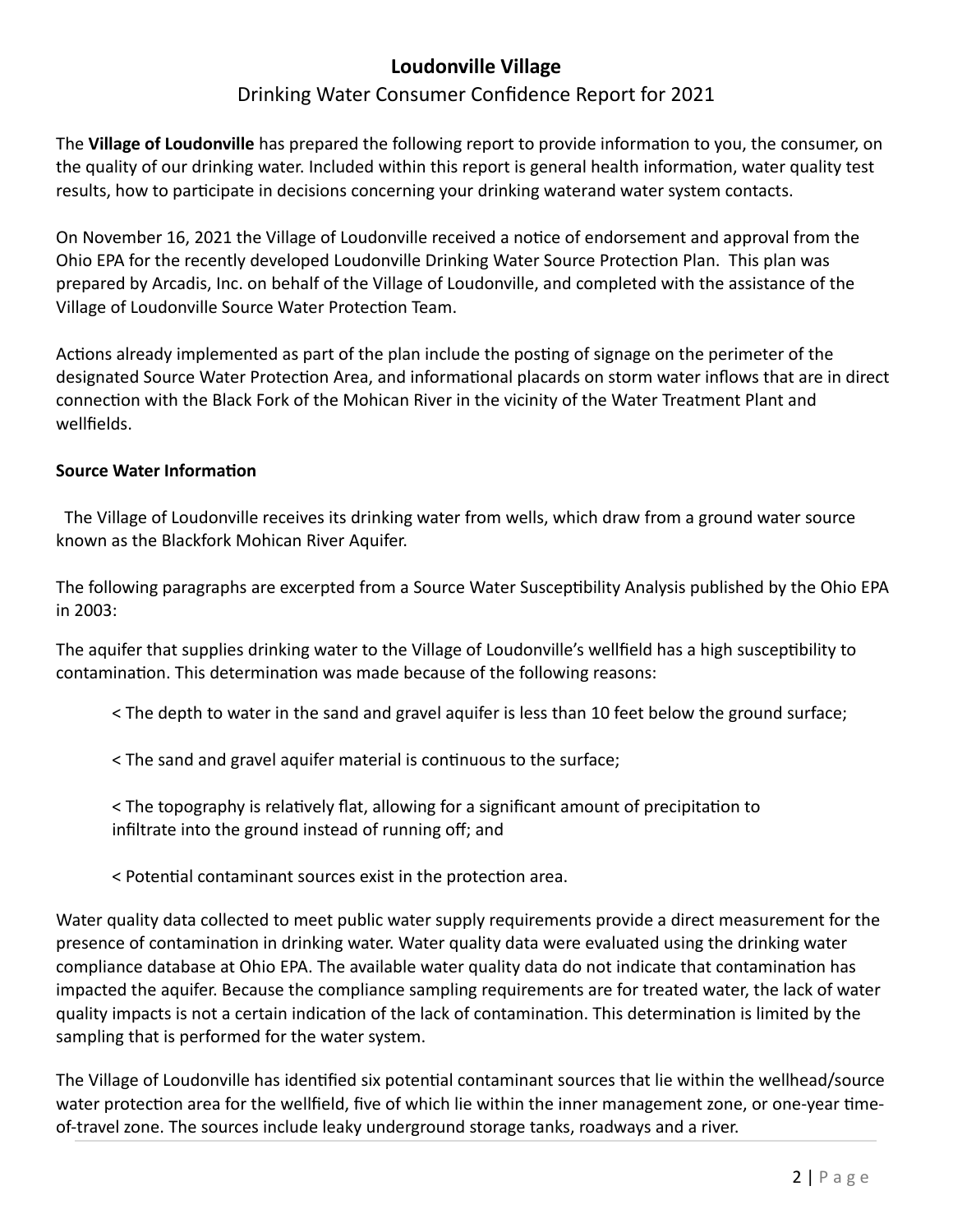## Loudonville Village

Drinking Water Consumer Confidence Report for 2021

The **Village of Loudonville** has prepared the following report to provide information to you, the consumer, on the quality of our drinking water. Included within this report is general health information, water quality test results, how to participate in decisions concerning your drinking waterand water system contacts.

On November 16, 2021 the Village of Loudonville received a notice of endorsement and approval from the Ohio EPA for the recently developed Loudonville Drinking Water Source Protection Plan. This plan was prepared by Arcadis, Inc. on behalf of the Village of Loudonville, and completed with the assistance of the Village of Loudonville Source Water Protection Team.

Actions already implemented as part of the plan include the posting of signage on the perimeter of the designated Source Water Protection Area, and informational placards on storm water inflows that are in direct connection with the Black Fork of the Mohican River in the vicinity of the Water Treatment Plant and wellfields.

**Source Water Information**

The Village of Loudonville receives its drinking water from wells, which draw from a ground water source known as the Blackfork Mohican River Aquifer.

The following paragraphs are excerpted from a Source Water Susceptibility Analysis published by the Ohio EPA in 2003:

The aquifer that supplies drinking water to the Village of Loudonville's wellfield has a high susceptibility to contamination. This determination was made because of the following reasons:

< The depth to water in the sand and gravel aquifer is less than 10 feet below the ground surface;

< The sand and gravel aquifer material is continuous to the surface;

< The topography is relatively flat, allowing for a significant amount of precipitation to infiltrate into the ground instead of running off; and

< Potential contaminant sources exist in the protection area.

Water quality data collected to meet public water supply requirements provide a direct measurement for the presence of contamination in drinking water. Water quality data were evaluated using the drinking water compliance database at Ohio EPA. The available water quality data do not indicate that contamination has impacted the aquifer. Because the compliance sampling requirements are for treated water, the lack of water quality impacts is not a certain indication of the lack of contamination. This determination is limited by the sampling that is performed for the water system.

The Village of Loudonville has identified six potential contaminant sources that lie within the wellhead/source water protection area for the wellfield, five of which lie within the inner management zone, or one-year time-of-travel zone. The sources include leaky underground storage tanks, roadways and a river.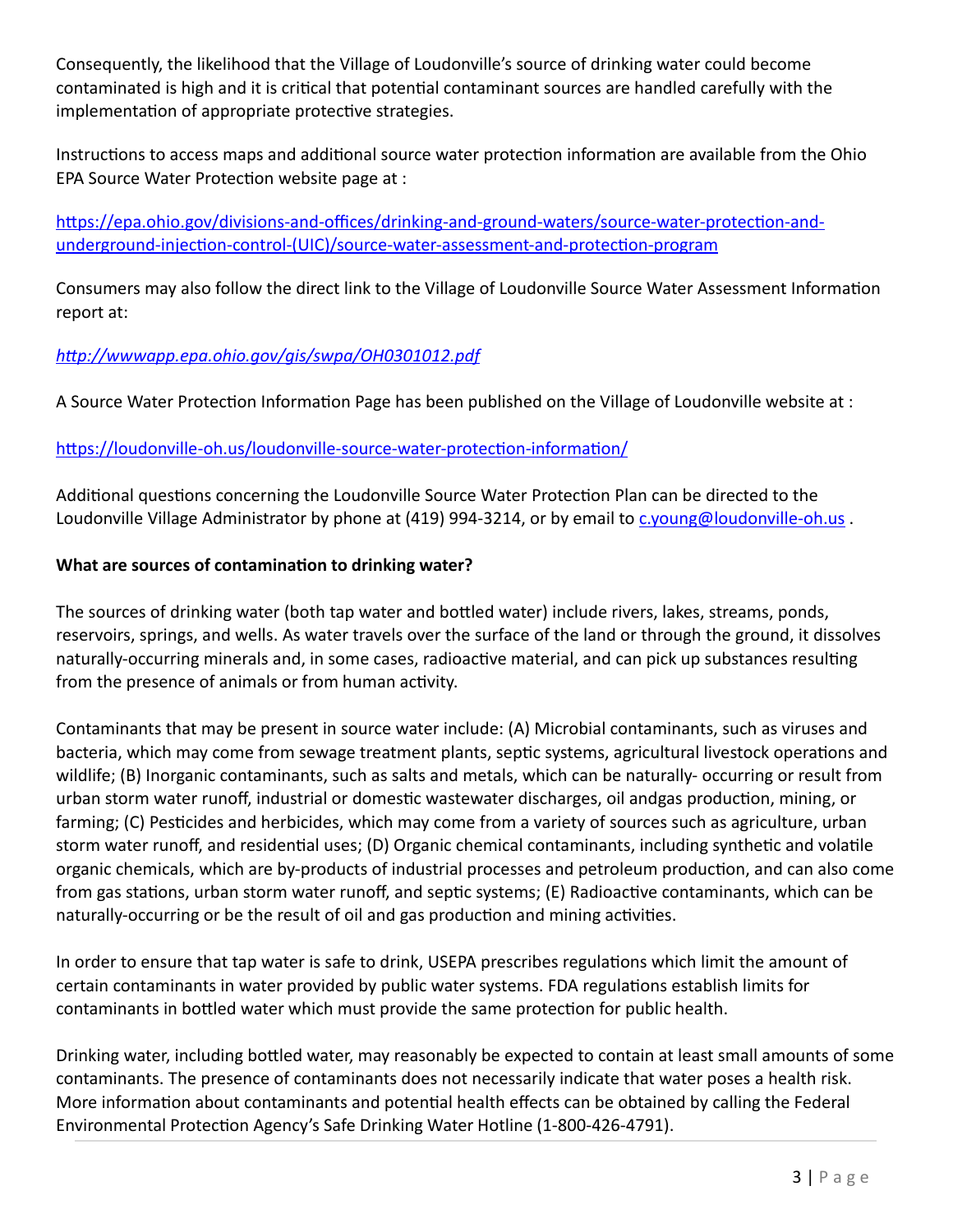Consequently, the likelihood that the Village of Loudonville's source of drinking water could become contaminated is high and it is critical that potential contaminant sources are handled carefully with the implementation of appropriate protective strategies.

Instructions to access maps and additional source water protection information are available from the Ohio EPA Source Water Protection website page at :

[https://epa.ohio.gov/divisions-and-offices/drinking-and-ground-waters/source-water-protection-and-underground-injection-control-(UIC)/source-water-assessment-and-protection-program](https://epa.ohio.gov/divisions-and-offices/drinking-and-ground-waters/source-water-protection-and-underground-injection-control-(UIC)/source-water-assessment-and-protection-program)

Consumers may also follow the direct link to the Village of Loudonville Source Water Assessment Information report at:

*[http://wwwapp.epa.ohio.gov/gis/swpa/OH0301012.pdf](http://wwwapp.epa.ohio.gov/gis/swpa/OH0301012.pdf)*

A Source Water Protection Information Page has been published on the Village of Loudonville website at :

[https://loudonville-oh.us/loudonville-source-water-protection-information/](https://loudonville-oh.us/loudonville-source-water-protection-information/)

Additional questions concerning the Loudonville Source Water Protection Plan can be directed to the Loudonville Village Administrator by phone at (419) 994-3214, or by email to [c.young@loudonville-oh.us](mailto:c.young@loudonville-oh.us) .

**What are sources of contamination to drinking water?**

The sources of drinking water (both tap water and bottled water) include rivers, lakes, streams, ponds, reservoirs, springs, and wells. As water travels over the surface of the land or through the ground, it dissolves naturally-occurring minerals and, in some cases, radioactive material, and can pick up substances resulting from the presence of animals or from human activity.

Contaminants that may be present in source water include: (A) Microbial contaminants, such as viruses and bacteria, which may come from sewage treatment plants, septic systems, agricultural livestock operations and wildlife; (B) Inorganic contaminants, such as salts and metals, which can be naturally- occurring or result from urban storm water runoff, industrial or domestic wastewater discharges, oil andgas production, mining, or farming; (C) Pesticides and herbicides, which may come from a variety of sources such as agriculture, urban storm water runoff, and residential uses; (D) Organic chemical contaminants, including synthetic and volatile organic chemicals, which are by-products of industrial processes and petroleum production, and can also come from gas stations, urban storm water runoff, and septic systems; (E) Radioactive contaminants, which can be naturally-occurring or be the result of oil and gas production and mining activities.

In order to ensure that tap water is safe to drink, USEPA prescribes regulations which limit the amount of certain contaminants in water provided by public water systems. FDA regulations establish limits for contaminants in bottled water which must provide the same protection for public health.

Drinking water, including bottled water, may reasonably be expected to contain at least small amounts of some contaminants. The presence of contaminants does not necessarily indicate that water poses a health risk. More information about contaminants and potential health effects can be obtained by calling the Federal Environmental Protection Agency's Safe Drinking Water Hotline (1-800-426-4791).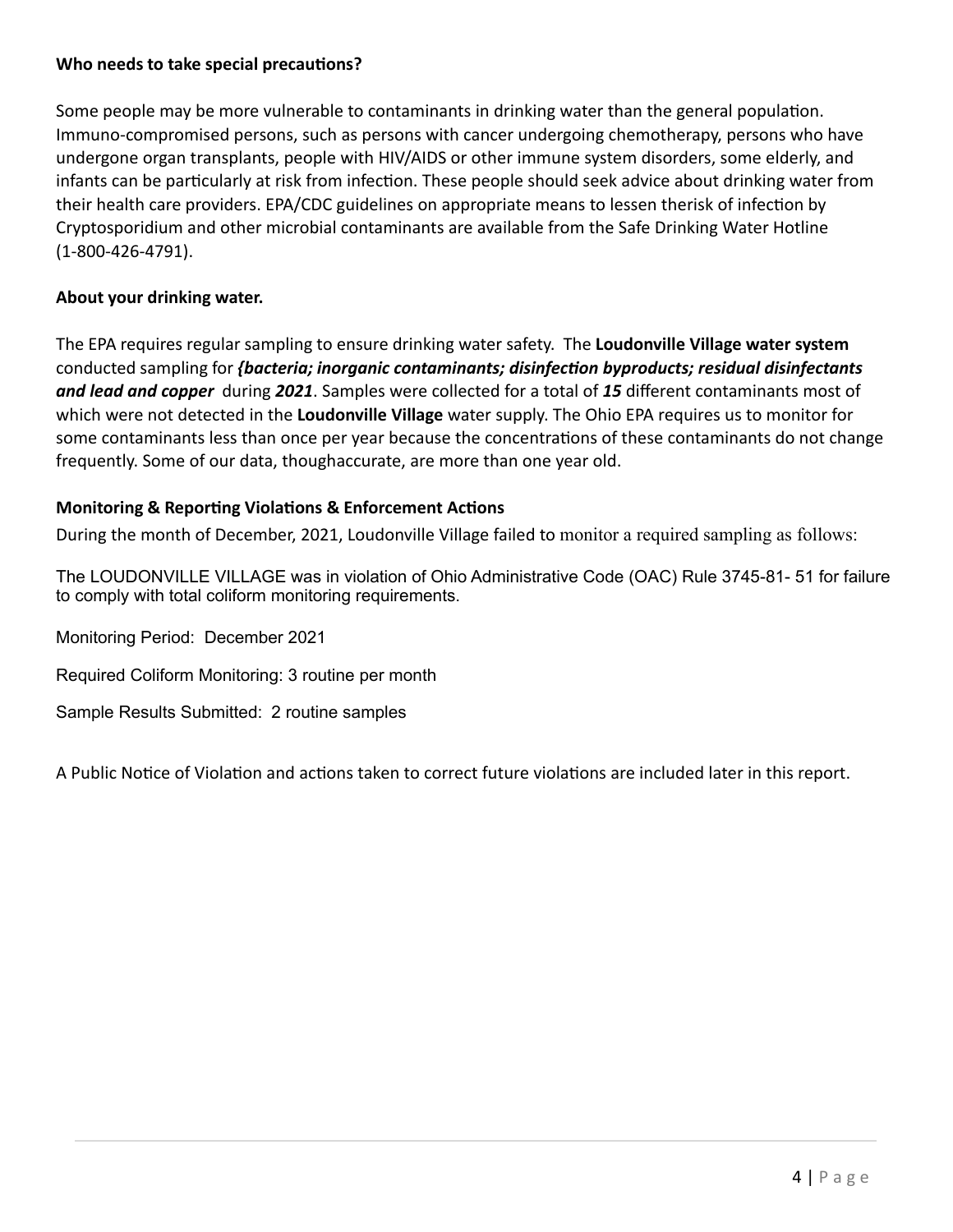**Who needs to take special precautions?**

Some people may be more vulnerable to contaminants in drinking water than the general population. Immuno-compromised persons, such as persons with cancer undergoing chemotherapy, persons who have undergone organ transplants, people with HIV/AIDS or other immune system disorders, some elderly, and infants can be particularly at risk from infection. These people should seek advice about drinking water from their health care providers. EPA/CDC guidelines on appropriate means to lessen therisk of infection by Cryptosporidium and other microbial contaminants are available from the Safe Drinking Water Hotline (1-800-426-4791).

**About your drinking water.**

The EPA requires regular sampling to ensure drinking water safety. The **Loudonville Village water system** conducted sampling for ***{bacteria; inorganic contaminants; disinfection byproducts; residual disinfectants and lead and copper*** during ***2021***. Samples were collected for a total of ***15*** different contaminants most of which were not detected in the **Loudonville Village** water supply. The Ohio EPA requires us to monitor for some contaminants less than once per year because the concentrations of these contaminants do not change frequently. Some of our data, thoughaccurate, are more than one year old.

**Monitoring & Reporting Violations & Enforcement Actions**

During the month of December, 2021, Loudonville Village failed to monitor a required sampling as follows:

The LOUDONVILLE VILLAGE was in violation of Ohio Administrative Code (OAC) Rule 3745-81- 51 for failure to comply with total coliform monitoring requirements.

Monitoring Period: December 2021

Required Coliform Monitoring: 3 routine per month

Sample Results Submitted: 2 routine samples

A Public Notice of Violation and actions taken to correct future violations are included later in this report.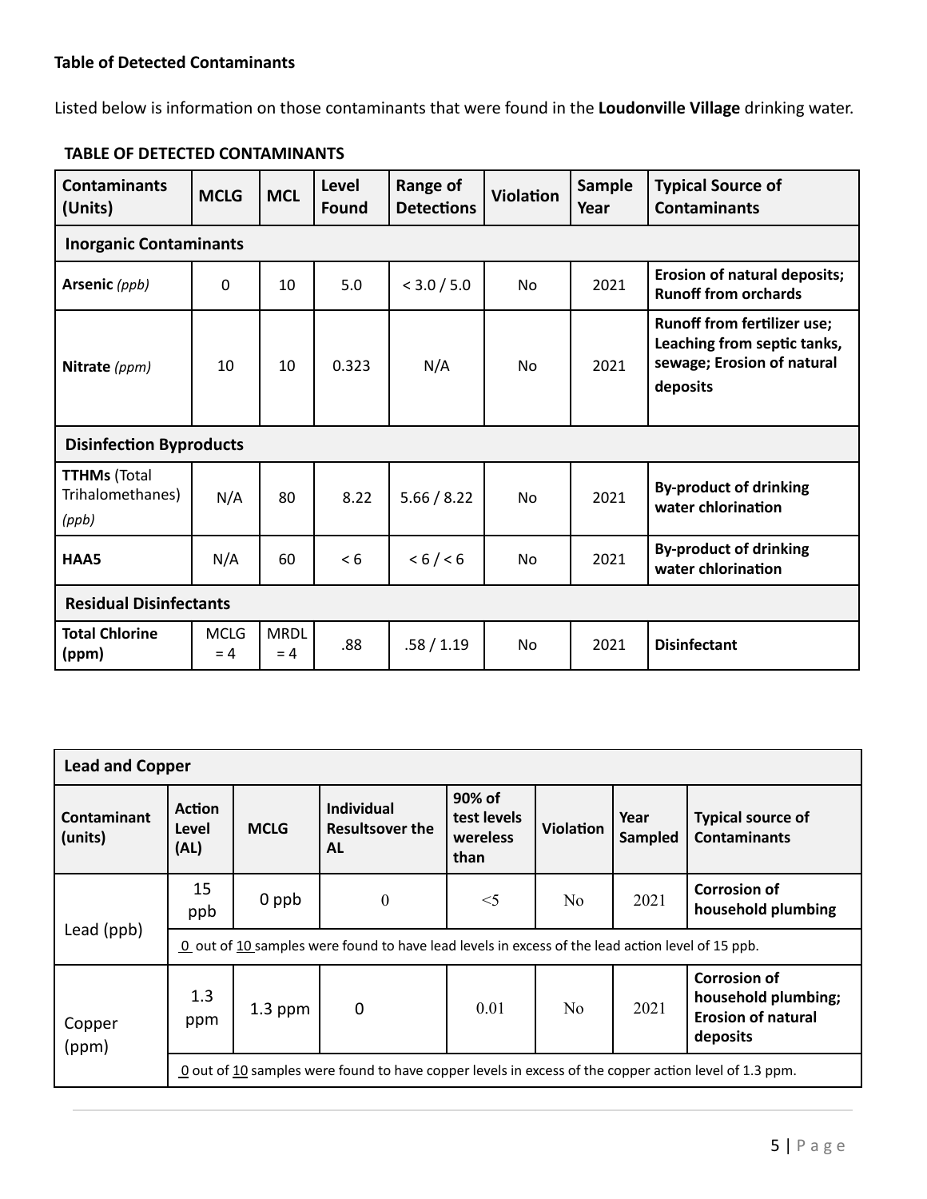**Table of Detected Contaminants**

Listed below is information on those contaminants that were found in the **Loudonville Village** drinking water.

**TABLE OF DETECTED CONTAMINANTS**

| Contaminants (Units) | MCLG | MCL | Level Found | Range of Detections | Violation | Sample Year | Typical Source of Contaminants |
|---|---|---|---|---|---|---|---|
| **Inorganic Contaminants** | | | | | | | |
| **Arsenic** *(ppb)* | 0 | 10 | 5.0 | < 3.0 / 5.0 | No | 2021 | **Erosion of natural deposits; Runoff from orchards** |
| **Nitrate** *(ppm)* | 10 | 10 | 0.323 | N/A | No | 2021 | **Runoff from fertilizer use; Leaching from septic tanks, sewage; Erosion of natural deposits** |
| **Disinfection Byproducts** | | | | | | | |
| **TTHMs** (Total Trihalomethanes) *(ppb)* | N/A | 80 | 8.22 | 5.66 / 8.22 | No | 2021 | **By-product of drinking water chlorination** |
| **HAA5** | N/A | 60 | < 6 | < 6 / < 6 | No | 2021 | **By-product of drinking water chlorination** |
| **Residual Disinfectants** | | | | | | | |
| **Total Chlorine (ppm)** | MCLG = 4 | MRDL = 4 | .88 | .58 / 1.19 | No | 2021 | **Disinfectant** |

| **Lead and Copper** | | | | | | | |
|---|---|---|---|---|---|---|---|
| **Contaminant (units)** | **Action Level (AL)** | **MCLG** | **Individual Resultsover the AL** | **90% of test levels wereless than** | **Violation** | **Year Sampled** | **Typical source of Contaminants** |
| Lead (ppb) | 15 ppb | 0 ppb | 0 | <5 | No | 2021 | **Corrosion of household plumbing** |
| | 0 out of 10 samples were found to have lead levels in excess of the lead action level of 15 ppb. | | | | | | |
| Copper (ppm) | 1.3 ppm | 1.3 ppm | 0 | 0.01 | No | 2021 | **Corrosion of household plumbing; Erosion of natural deposits** |
| | 0 out of 10 samples were found to have copper levels in excess of the copper action level of 1.3 ppm. | | | | | | |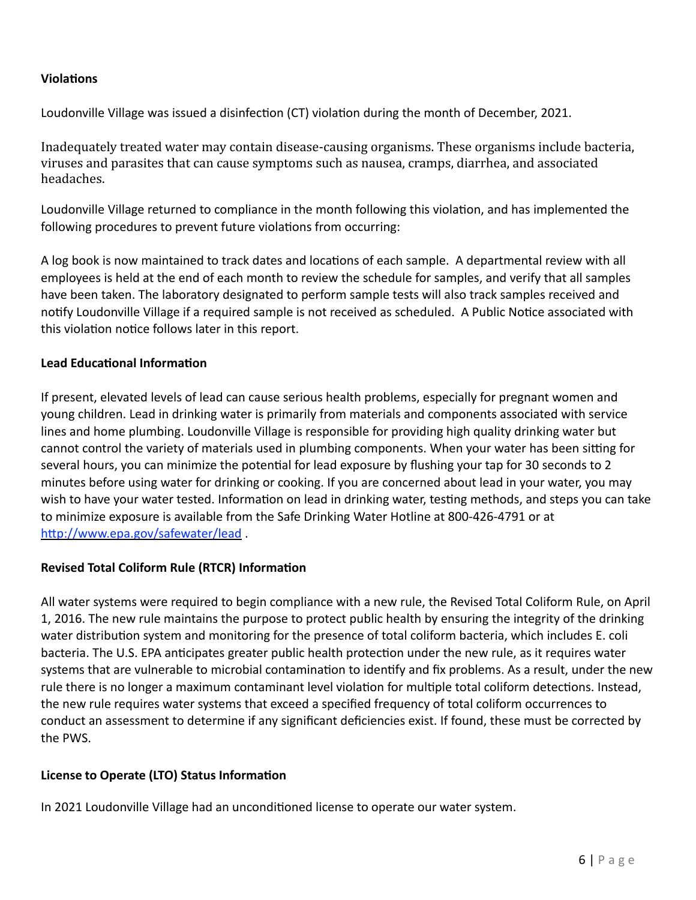**Violations**

Loudonville Village was issued a disinfection (CT) violation during the month of December, 2021.

Inadequately treated water may contain disease-causing organisms. These organisms include bacteria, viruses and parasites that can cause symptoms such as nausea, cramps, diarrhea, and associated headaches.

Loudonville Village returned to compliance in the month following this violation, and has implemented the following procedures to prevent future violations from occurring:

A log book is now maintained to track dates and locations of each sample. A departmental review with all employees is held at the end of each month to review the schedule for samples, and verify that all samples have been taken. The laboratory designated to perform sample tests will also track samples received and notify Loudonville Village if a required sample is not received as scheduled. A Public Notice associated with this violation notice follows later in this report.

**Lead Educational Information**

If present, elevated levels of lead can cause serious health problems, especially for pregnant women and young children. Lead in drinking water is primarily from materials and components associated with service lines and home plumbing. Loudonville Village is responsible for providing high quality drinking water but cannot control the variety of materials used in plumbing components. When your water has been sitting for several hours, you can minimize the potential for lead exposure by flushing your tap for 30 seconds to 2 minutes before using water for drinking or cooking. If you are concerned about lead in your water, you may wish to have your water tested. Information on lead in drinking water, testing methods, and steps you can take to minimize exposure is available from the Safe Drinking Water Hotline at 800-426-4791 or at [http://www.epa.gov/safewater/lead](http://www.epa.gov/safewater/lead) .

**Revised Total Coliform Rule (RTCR) Information**

All water systems were required to begin compliance with a new rule, the Revised Total Coliform Rule, on April 1, 2016. The new rule maintains the purpose to protect public health by ensuring the integrity of the drinking water distribution system and monitoring for the presence of total coliform bacteria, which includes E. coli bacteria. The U.S. EPA anticipates greater public health protection under the new rule, as it requires water systems that are vulnerable to microbial contamination to identify and fix problems. As a result, under the new rule there is no longer a maximum contaminant level violation for multiple total coliform detections. Instead, the new rule requires water systems that exceed a specified frequency of total coliform occurrences to conduct an assessment to determine if any significant deficiencies exist. If found, these must be corrected by the PWS.

**License to Operate (LTO) Status Information**

In 2021 Loudonville Village had an unconditioned license to operate our water system.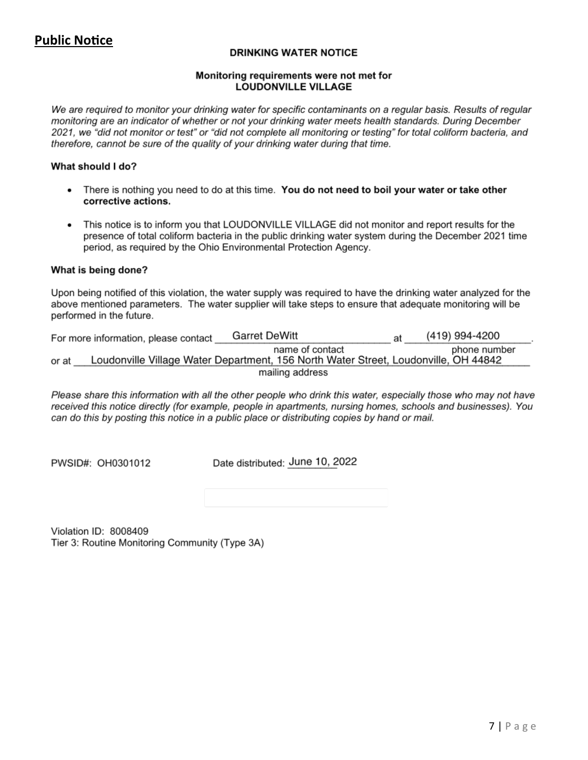## Public Notice

### DRINKING WATER NOTICE

**Monitoring requirements were not met for**
**LOUDONVILLE VILLAGE**

*We are required to monitor your drinking water for specific contaminants on a regular basis. Results of regular monitoring are an indicator of whether or not your drinking water meets health standards. During December 2021, we "did not monitor or test" or "did not complete all monitoring or testing" for total coliform bacteria, and therefore, cannot be sure of the quality of your drinking water during that time.*

**What should I do?**

- There is nothing you need to do at this time. **You do not need to boil your water or take other corrective actions.**
- This notice is to inform you that LOUDONVILLE VILLAGE did not monitor and report results for the presence of total coliform bacteria in the public drinking water system during the December 2021 time period, as required by the Ohio Environmental Protection Agency.

**What is being done?**

Upon being notified of this violation, the water supply was required to have the drinking water analyzed for the above mentioned parameters. The water supplier will take steps to ensure that adequate monitoring will be performed in the future.

For more information, please contact Garret DeWitt (name of contact) at (419) 994-4200 (phone number).
or at Loudonville Village Water Department, 156 North Water Street, Loudonville, OH 44842 (mailing address)

*Please share this information with all the other people who drink this water, especially those who may not have received this notice directly (for example, people in apartments, nursing homes, schools and businesses). You can do this by posting this notice in a public place or distributing copies by hand or mail.*

PWSID#: OH0301012 Date distributed: June 10, 2022

Violation ID: 8008409
Tier 3: Routine Monitoring Community (Type 3A)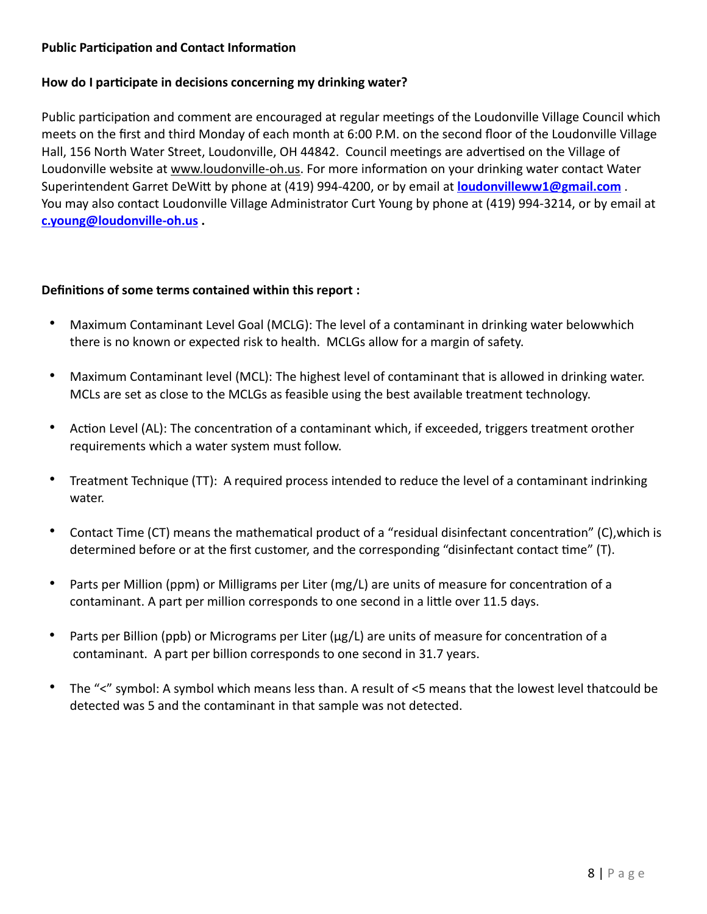**Public Participation and Contact Information**

**How do I participate in decisions concerning my drinking water?**

Public participation and comment are encouraged at regular meetings of the Loudonville Village Council which meets on the first and third Monday of each month at 6:00 P.M. on the second floor of the Loudonville Village Hall, 156 North Water Street, Loudonville, OH 44842. Council meetings are advertised on the Village of Loudonville website at www.loudonville-oh.us. For more information on your drinking water contact Water Superintendent Garret DeWitt by phone at (419) 994-4200, or by email at **loudonvilleww1@gmail.com** . You may also contact Loudonville Village Administrator Curt Young by phone at (419) 994-3214, or by email at **c.young@loudonville-oh.us .**

**Definitions of some terms contained within this report :**

- Maximum Contaminant Level Goal (MCLG): The level of a contaminant in drinking water belowwhich there is no known or expected risk to health. MCLGs allow for a margin of safety.
- Maximum Contaminant level (MCL): The highest level of contaminant that is allowed in drinking water. MCLs are set as close to the MCLGs as feasible using the best available treatment technology.
- Action Level (AL): The concentration of a contaminant which, if exceeded, triggers treatment orother requirements which a water system must follow.
- Treatment Technique (TT): A required process intended to reduce the level of a contaminant indrinking water.
- Contact Time (CT) means the mathematical product of a "residual disinfectant concentration" (C),which is determined before or at the first customer, and the corresponding "disinfectant contact time" (T).
- Parts per Million (ppm) or Milligrams per Liter (mg/L) are units of measure for concentration of a contaminant. A part per million corresponds to one second in a little over 11.5 days.
- Parts per Billion (ppb) or Micrograms per Liter (µg/L) are units of measure for concentration of a contaminant. A part per billion corresponds to one second in 31.7 years.
- The "<" symbol: A symbol which means less than. A result of <5 means that the lowest level thatcould be detected was 5 and the contaminant in that sample was not detected.